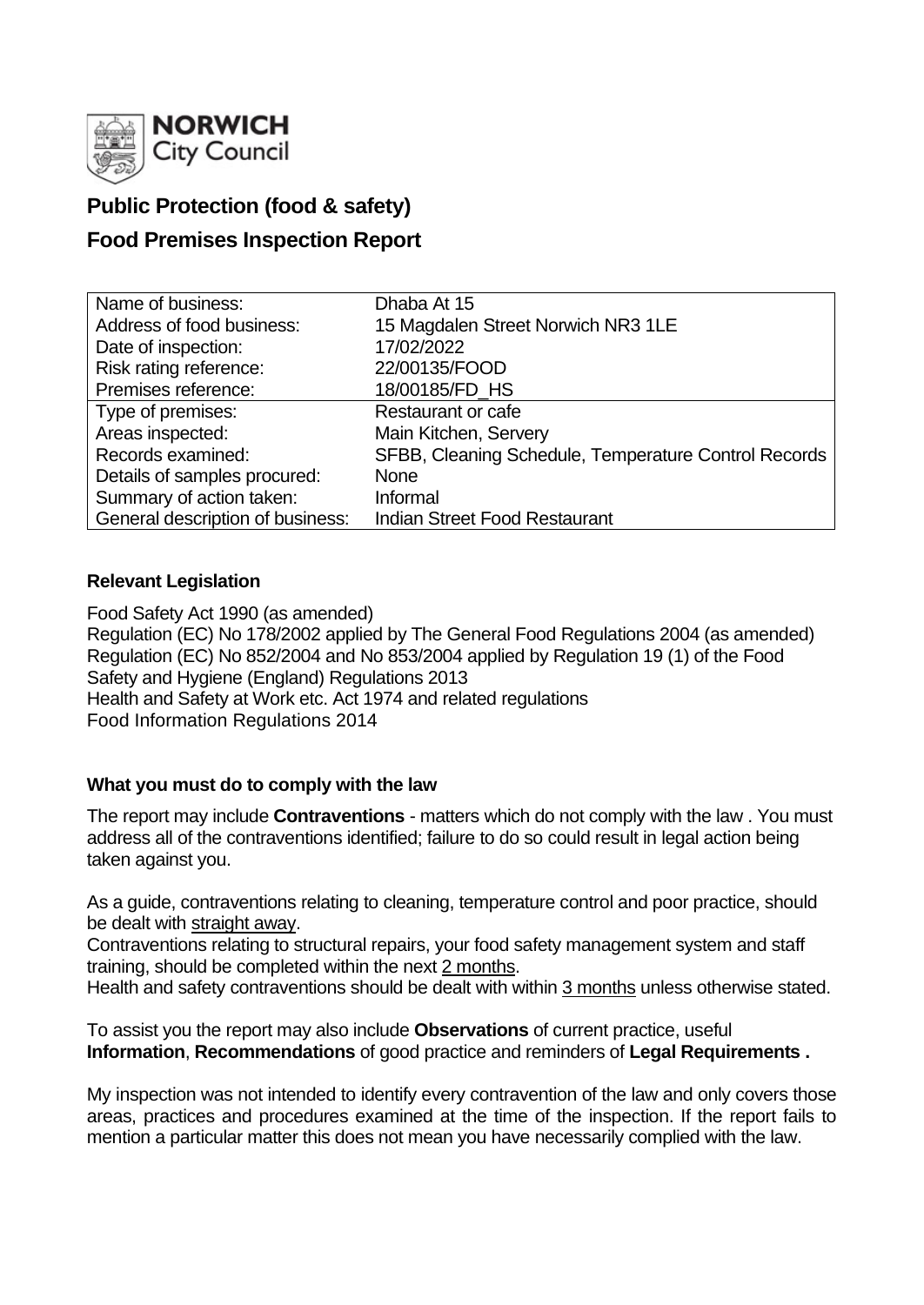NORWICH City Council

# Public Protection (food & safety)

# Food Premises Inspection Report

| Name of business: | Dhaba At 15 |
|---|---|
| Address of food business: | 15 Magdalen Street Norwich NR3 1LE |
| Date of inspection: | 17/02/2022 |
| Risk rating reference: | 22/00135/FOOD |
| Premises reference: | 18/00185/FD_HS |
| Type of premises: | Restaurant or cafe |
| Areas inspected: | Main Kitchen, Servery |
| Records examined: | SFBB, Cleaning Schedule, Temperature Control Records |
| Details of samples procured: | None |
| Summary of action taken: | Informal |
| General description of business: | Indian Street Food Restaurant |

**Relevant Legislation**

Food Safety Act 1990 (as amended)
Regulation (EC) No 178/2002 applied by The General Food Regulations 2004 (as amended)
Regulation (EC) No 852/2004 and No 853/2004 applied by Regulation 19 (1) of the Food Safety and Hygiene (England) Regulations 2013
Health and Safety at Work etc. Act 1974 and related regulations
Food Information Regulations 2014

**What you must do to comply with the law**

The report may include **Contraventions** - matters which do not comply with the law . You must address all of the contraventions identified; failure to do so could result in legal action being taken against you.

As a guide, contraventions relating to cleaning, temperature control and poor practice, should be dealt with straight away.
Contraventions relating to structural repairs, your food safety management system and staff training, should be completed within the next 2 months.
Health and safety contraventions should be dealt with within 3 months unless otherwise stated.

To assist you the report may also include **Observations** of current practice, useful **Information**, **Recommendations** of good practice and reminders of **Legal Requirements .**

My inspection was not intended to identify every contravention of the law and only covers those areas, practices and procedures examined at the time of the inspection. If the report fails to mention a particular matter this does not mean you have necessarily complied with the law.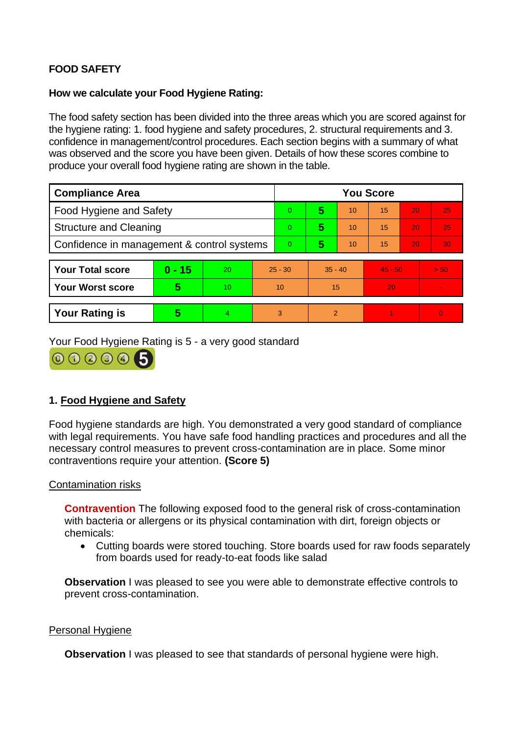**FOOD SAFETY**

**How we calculate your Food Hygiene Rating:**

The food safety section has been divided into the three areas which you are scored against for the hygiene rating: 1. food hygiene and safety procedures, 2. structural requirements and 3. confidence in management/control procedures. Each section begins with a summary of what was observed and the score you have been given. Details of how these scores combine to produce your overall food hygiene rating are shown in the table.

| Compliance Area | You Score | | | | | |
|---|---|---|---|---|---|---|
| Food Hygiene and Safety | 0 | **5** | 10 | 15 | 20 | 25 |
| Structure and Cleaning | 0 | **5** | 10 | 15 | 20 | 25 |
| Confidence in management & control systems | 0 | **5** | 10 | 15 | 20 | 30 |

| | | | | | | |
|---|---|---|---|---|---|---|
| **Your Total score** | **0 - 15** | 20 | 25 - 30 | 35 - 40 | 45 - 50 | > 50 |
| **Your Worst score** | **5** | 10 | 10 | 15 | 20 | - |
| **Your Rating is** | **5** | 4 | 3 | 2 | 1 | 0 |

Your Food Hygiene Rating is 5 - a very good standard

## 1. Food Hygiene and Safety

Food hygiene standards are high. You demonstrated a very good standard of compliance with legal requirements. You have safe food handling practices and procedures and all the necessary control measures to prevent cross-contamination are in place. Some minor contraventions require your attention. **(Score 5)**

### Contamination risks

**Contravention** The following exposed food to the general risk of cross-contamination with bacteria or allergens or its physical contamination with dirt, foreign objects or chemicals:

- Cutting boards were stored touching. Store boards used for raw foods separately from boards used for ready-to-eat foods like salad

**Observation** I was pleased to see you were able to demonstrate effective controls to prevent cross-contamination.

### Personal Hygiene

**Observation** I was pleased to see that standards of personal hygiene were high.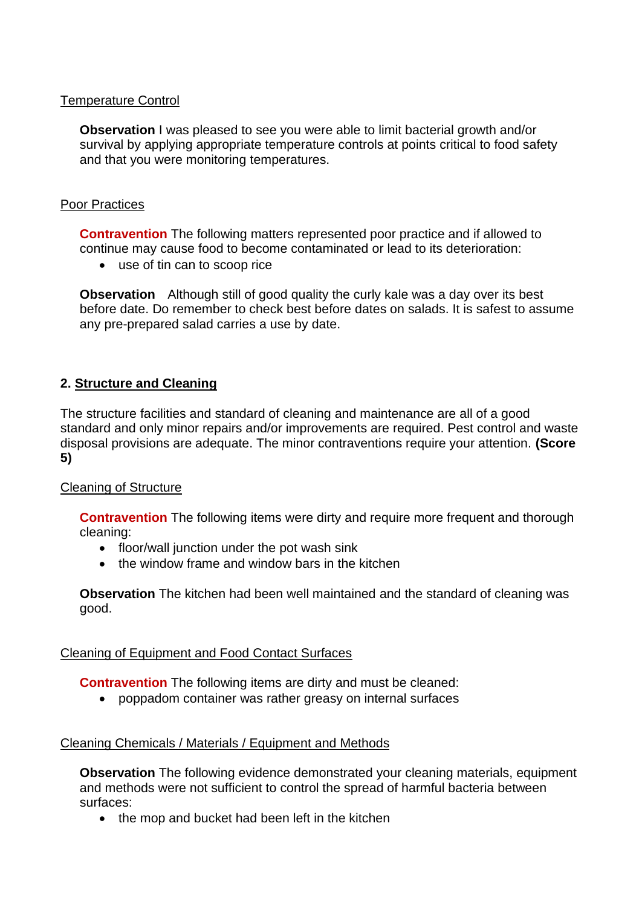Temperature Control

**Observation** I was pleased to see you were able to limit bacterial growth and/or survival by applying appropriate temperature controls at points critical to food safety and that you were monitoring temperatures.

Poor Practices

**Contravention** The following matters represented poor practice and if allowed to continue may cause food to become contaminated or lead to its deterioration:

- use of tin can to scoop rice

**Observation** Although still of good quality the curly kale was a day over its best before date. Do remember to check best before dates on salads. It is safest to assume any pre-prepared salad carries a use by date.

## 2. Structure and Cleaning

The structure facilities and standard of cleaning and maintenance are all of a good standard and only minor repairs and/or improvements are required. Pest control and waste disposal provisions are adequate. The minor contraventions require your attention. **(Score 5)**

Cleaning of Structure

**Contravention** The following items were dirty and require more frequent and thorough cleaning:

- floor/wall junction under the pot wash sink
- the window frame and window bars in the kitchen

**Observation** The kitchen had been well maintained and the standard of cleaning was good.

Cleaning of Equipment and Food Contact Surfaces

**Contravention** The following items are dirty and must be cleaned:

- poppadom container was rather greasy on internal surfaces

Cleaning Chemicals / Materials / Equipment and Methods

**Observation** The following evidence demonstrated your cleaning materials, equipment and methods were not sufficient to control the spread of harmful bacteria between surfaces:

- the mop and bucket had been left in the kitchen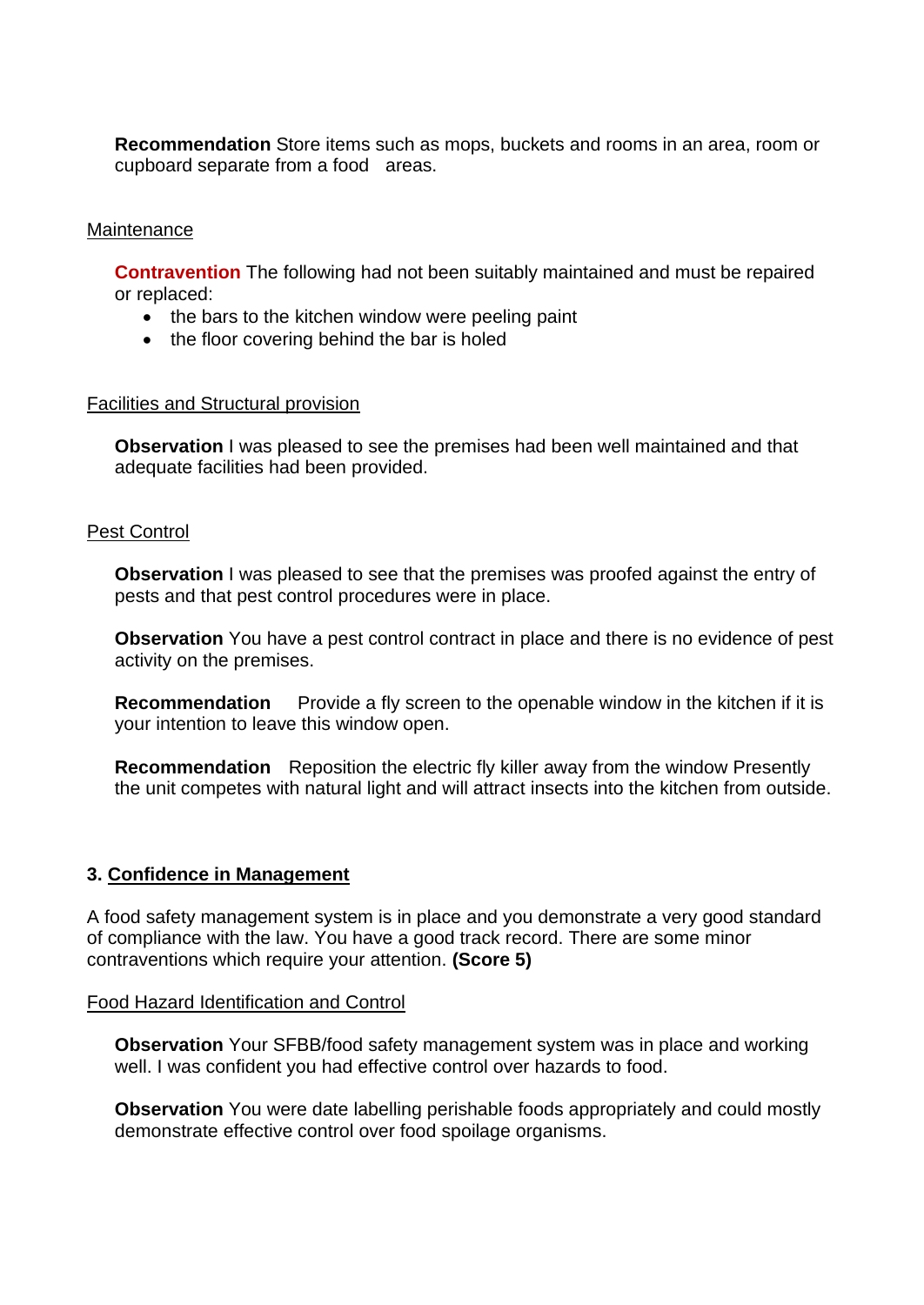**Recommendation** Store items such as mops, buckets and rooms in an area, room or cupboard separate from a food areas.

Maintenance

**Contravention** The following had not been suitably maintained and must be repaired or replaced:

- the bars to the kitchen window were peeling paint
- the floor covering behind the bar is holed

Facilities and Structural provision

**Observation** I was pleased to see the premises had been well maintained and that adequate facilities had been provided.

Pest Control

**Observation** I was pleased to see that the premises was proofed against the entry of pests and that pest control procedures were in place.

**Observation** You have a pest control contract in place and there is no evidence of pest activity on the premises.

**Recommendation** Provide a fly screen to the openable window in the kitchen if it is your intention to leave this window open.

**Recommendation** Reposition the electric fly killer away from the window Presently the unit competes with natural light and will attract insects into the kitchen from outside.

## 3. Confidence in Management

A food safety management system is in place and you demonstrate a very good standard of compliance with the law. You have a good track record. There are some minor contraventions which require your attention. **(Score 5)**

Food Hazard Identification and Control

**Observation** Your SFBB/food safety management system was in place and working well. I was confident you had effective control over hazards to food.

**Observation** You were date labelling perishable foods appropriately and could mostly demonstrate effective control over food spoilage organisms.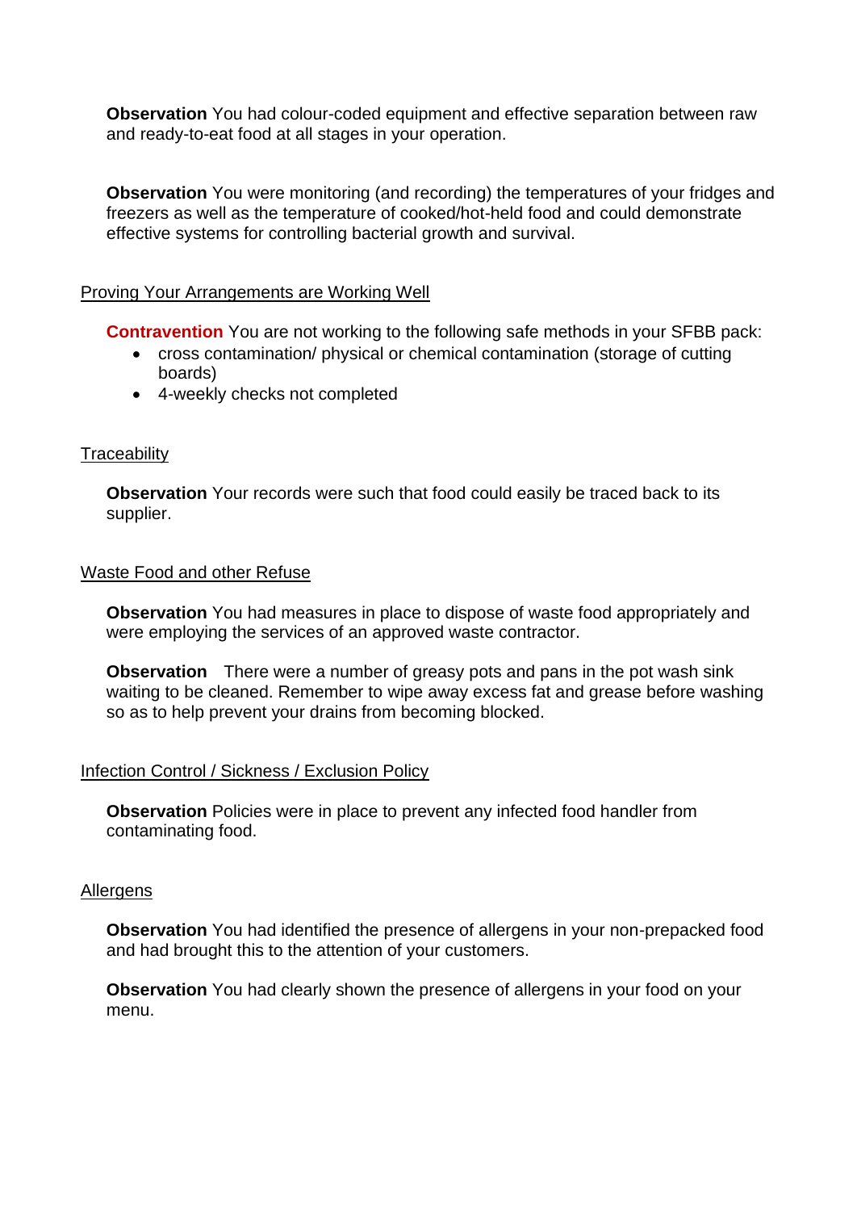**Observation** You had colour-coded equipment and effective separation between raw and ready-to-eat food at all stages in your operation.

**Observation** You were monitoring (and recording) the temperatures of your fridges and freezers as well as the temperature of cooked/hot-held food and could demonstrate effective systems for controlling bacterial growth and survival.

## Proving Your Arrangements are Working Well

**Contravention** You are not working to the following safe methods in your SFBB pack:

- cross contamination/ physical or chemical contamination (storage of cutting boards)
- 4-weekly checks not completed

## Traceability

**Observation** Your records were such that food could easily be traced back to its supplier.

## Waste Food and other Refuse

**Observation** You had measures in place to dispose of waste food appropriately and were employing the services of an approved waste contractor.

**Observation** There were a number of greasy pots and pans in the pot wash sink waiting to be cleaned. Remember to wipe away excess fat and grease before washing so as to help prevent your drains from becoming blocked.

## Infection Control / Sickness / Exclusion Policy

**Observation** Policies were in place to prevent any infected food handler from contaminating food.

## Allergens

**Observation** You had identified the presence of allergens in your non-prepacked food and had brought this to the attention of your customers.

**Observation** You had clearly shown the presence of allergens in your food on your menu.